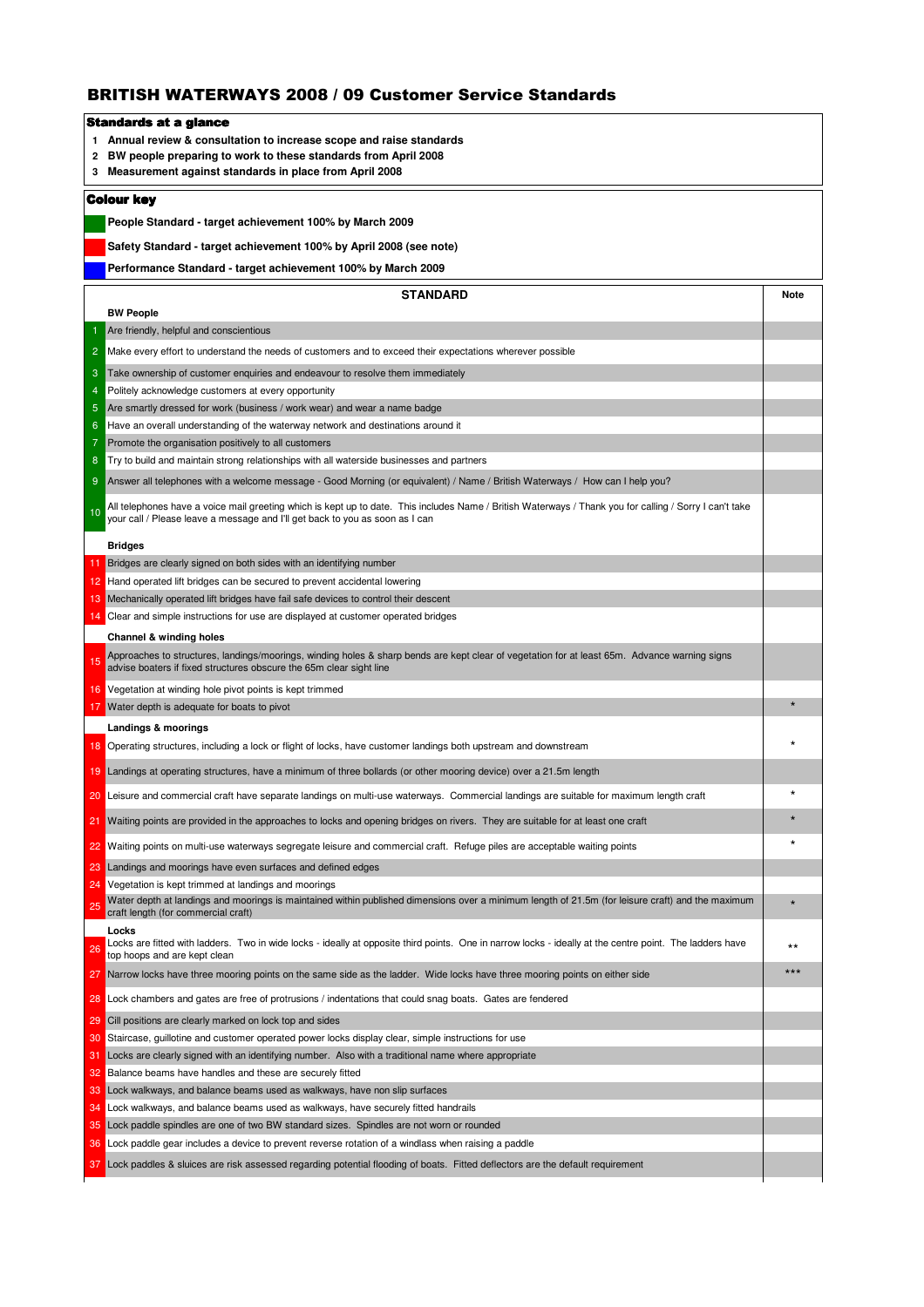# BRITISH WATERWAYS 2008 / 09 Customer Service Standards

**Standards at a glance**

1. **Annual review & consultation to increase scope and raise standards**
2. **BW people preparing to work to these standards from April 2008**
3. **Measurement against standards in place from April 2008**

**Colour key**

- **People Standard - target achievement 100% by March 2009** (green)
- **Safety Standard - target achievement 100% by April 2008 (see note)** (red)
- **Performance Standard - target achievement 100% by March 2009** (blue)

| | STANDARD | Note |
|---|---|---|
| | **BW People** | |
| 1 | Are friendly, helpful and conscientious | |
| 2 | Make every effort to understand the needs of customers and to exceed their expectations wherever possible | |
| 3 | Take ownership of customer enquiries and endeavour to resolve them immediately | |
| 4 | Politely acknowledge customers at every opportunity | |
| 5 | Are smartly dressed for work (business / work wear) and wear a name badge | |
| 6 | Have an overall understanding of the waterway network and destinations around it | |
| 7 | Promote the organisation positively to all customers | |
| 8 | Try to build and maintain strong relationships with all waterside businesses and partners | |
| 9 | Answer all telephones with a welcome message - Good Morning (or equivalent) / Name / British Waterways / How can I help you? | |
| 10 | All telephones have a voice mail greeting which is kept up to date. This includes Name / British Waterways / Thank you for calling / Sorry I can't take your call / Please leave a message and I'll get back to you as soon as I can | |
| | **Bridges** | |
| 11 | Bridges are clearly signed on both sides with an identifying number | |
| 12 | Hand operated lift bridges can be secured to prevent accidental lowering | |
| 13 | Mechanically operated lift bridges have fail safe devices to control their descent | |
| 14 | Clear and simple instructions for use are displayed at customer operated bridges | |
| | **Channel & winding holes** | |
| 15 | Approaches to structures, landings/moorings, winding holes & sharp bends are kept clear of vegetation for at least 65m. Advance warning signs advise boaters if fixed structures obscure the 65m clear sight line | |
| 16 | Vegetation at winding hole pivot points is kept trimmed | |
| 17 | Water depth is adequate for boats to pivot | * |
| | **Landings & moorings** | |
| 18 | Operating structures, including a lock or flight of locks, have customer landings both upstream and downstream | * |
| 19 | Landings at operating structures, have a minimum of three bollards (or other mooring device) over a 21.5m length | |
| 20 | Leisure and commercial craft have separate landings on multi-use waterways. Commercial landings are suitable for maximum length craft | * |
| 21 | Waiting points are provided in the approaches to locks and opening bridges on rivers. They are suitable for at least one craft | * |
| 22 | Waiting points on multi-use waterways segregate leisure and commercial craft. Refuge piles are acceptable waiting points | * |
| 23 | Landings and moorings have even surfaces and defined edges | |
| 24 | Vegetation is kept trimmed at landings and moorings | |
| 25 | Water depth at landings and moorings is maintained within published dimensions over a minimum length of 21.5m (for leisure craft) and the maximum craft length (for commercial craft) | * |
| | **Locks** | |
| 26 | Locks are fitted with ladders. Two in wide locks - ideally at opposite third points. One in narrow locks - ideally at the centre point. The ladders have top hoops and are kept clean | ** |
| 27 | Narrow locks have three mooring points on the same side as the ladder. Wide locks have three mooring points on either side | *** |
| 28 | Lock chambers and gates are free of protrusions / indentations that could snag boats. Gates are fendered | |
| 29 | Cill positions are clearly marked on lock top and sides | |
| 30 | Staircase, guillotine and customer operated power locks display clear, simple instructions for use | |
| 31 | Locks are clearly signed with an identifying number. Also with a traditional name where appropriate | |
| 32 | Balance beams have handles and these are securely fitted | |
| 33 | Lock walkways, and balance beams used as walkways, have non slip surfaces | |
| 34 | Lock walkways, and balance beams used as walkways, have securely fitted handrails | |
| 35 | Lock paddle spindles are one of two BW standard sizes. Spindles are not worn or rounded | |
| 36 | Lock paddle gear includes a device to prevent reverse rotation of a windlass when raising a paddle | |
| 37 | Lock paddles & sluices are risk assessed regarding potential flooding of boats. Fitted deflectors are the default requirement | |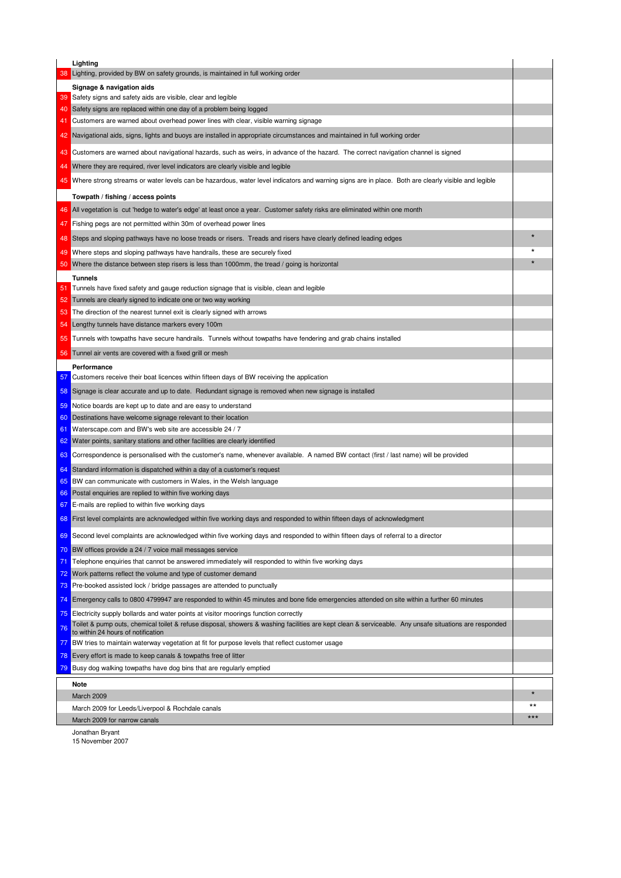| | | |
|---|---|---|
| | **Lighting** | |
| 38 | Lighting, provided by BW on safety grounds, is maintained in full working order | |
| | **Signage & navigation aids** | |
| 39 | Safety signs and safety aids are visible, clear and legible | |
| 40 | Safety signs are replaced within one day of a problem being logged | |
| 41 | Customers are warned about overhead power lines with clear, visible warning signage | |
| 42 | Navigational aids, signs, lights and buoys are installed in appropriate circumstances and maintained in full working order | |
| 43 | Customers are warned about navigational hazards, such as weirs, in advance of the hazard. The correct navigation channel is signed | |
| 44 | Where they are required, river level indicators are clearly visible and legible | |
| 45 | Where strong streams or water levels can be hazardous, water level indicators and warning signs are in place. Both are clearly visible and legible | |
| | **Towpath / fishing / access points** | |
| 46 | All vegetation is cut 'hedge to water's edge' at least once a year. Customer safety risks are eliminated within one month | |
| 47 | Fishing pegs are not permitted within 30m of overhead power lines | |
| 48 | Steps and sloping pathways have no loose treads or risers. Treads and risers have clearly defined leading edges | * |
| 49 | Where steps and sloping pathways have handrails, these are securely fixed | * |
| 50 | Where the distance between step risers is less than 1000mm, the tread / going is horizontal | * |
| | **Tunnels** | |
| 51 | Tunnels have fixed safety and gauge reduction signage that is visible, clean and legible | |
| 52 | Tunnels are clearly signed to indicate one or two way working | |
| 53 | The direction of the nearest tunnel exit is clearly signed with arrows | |
| 54 | Lengthy tunnels have distance markers every 100m | |
| 55 | Tunnels with towpaths have secure handrails. Tunnels without towpaths have fendering and grab chains installed | |
| 56 | Tunnel air vents are covered with a fixed grill or mesh | |
| | **Performance** | |
| 57 | Customers receive their boat licences within fifteen days of BW receiving the application | |
| 58 | Signage is clear accurate and up to date. Redundant signage is removed when new signage is installed | |
| 59 | Notice boards are kept up to date and are easy to understand | |
| 60 | Destinations have welcome signage relevant to their location | |
| 61 | Waterscape.com and BW's web site are accessible 24 / 7 | |
| 62 | Water points, sanitary stations and other facilities are clearly identified | |
| 63 | Correspondence is personalised with the customer's name, whenever available. A named BW contact (first / last name) will be provided | |
| 64 | Standard information is dispatched within a day of a customer's request | |
| 65 | BW can communicate with customers in Wales, in the Welsh language | |
| 66 | Postal enquiries are replied to within five working days | |
| 67 | E-mails are replied to within five working days | |
| 68 | First level complaints are acknowledged within five working days and responded to within fifteen days of acknowledgment | |
| 69 | Second level complaints are acknowledged within five working days and responded to within fifteen days of referral to a director | |
| 70 | BW offices provide a 24 / 7 voice mail messages service | |
| 71 | Telephone enquiries that cannot be answered immediately will responded to within five working days | |
| 72 | Work patterns reflect the volume and type of customer demand | |
| 73 | Pre-booked assisted lock / bridge passages are attended to punctually | |
| 74 | Emergency calls to 0800 4799947 are responded to within 45 minutes and bone fide emergencies attended on site within a further 60 minutes | |
| 75 | Electricity supply bollards and water points at visitor moorings function correctly | |
| 76 | Toilet & pump outs, chemical toilet & refuse disposal, showers & washing facilities are kept clean & serviceable. Any unsafe situations are responded to within 24 hours of notification | |
| 77 | BW tries to maintain waterway vegetation at fit for purpose levels that reflect customer usage | |
| 78 | Every effort is made to keep canals & towpaths free of litter | |
| 79 | Busy dog walking towpaths have dog bins that are regularly emptied | |

| | |
|---|---|
| **Note** | |
| March 2009 | * |
| March 2009 for Leeds/Liverpool & Rochdale canals | ** |
| March 2009 for narrow canals | *** |

Jonathan Bryant
15 November 2007